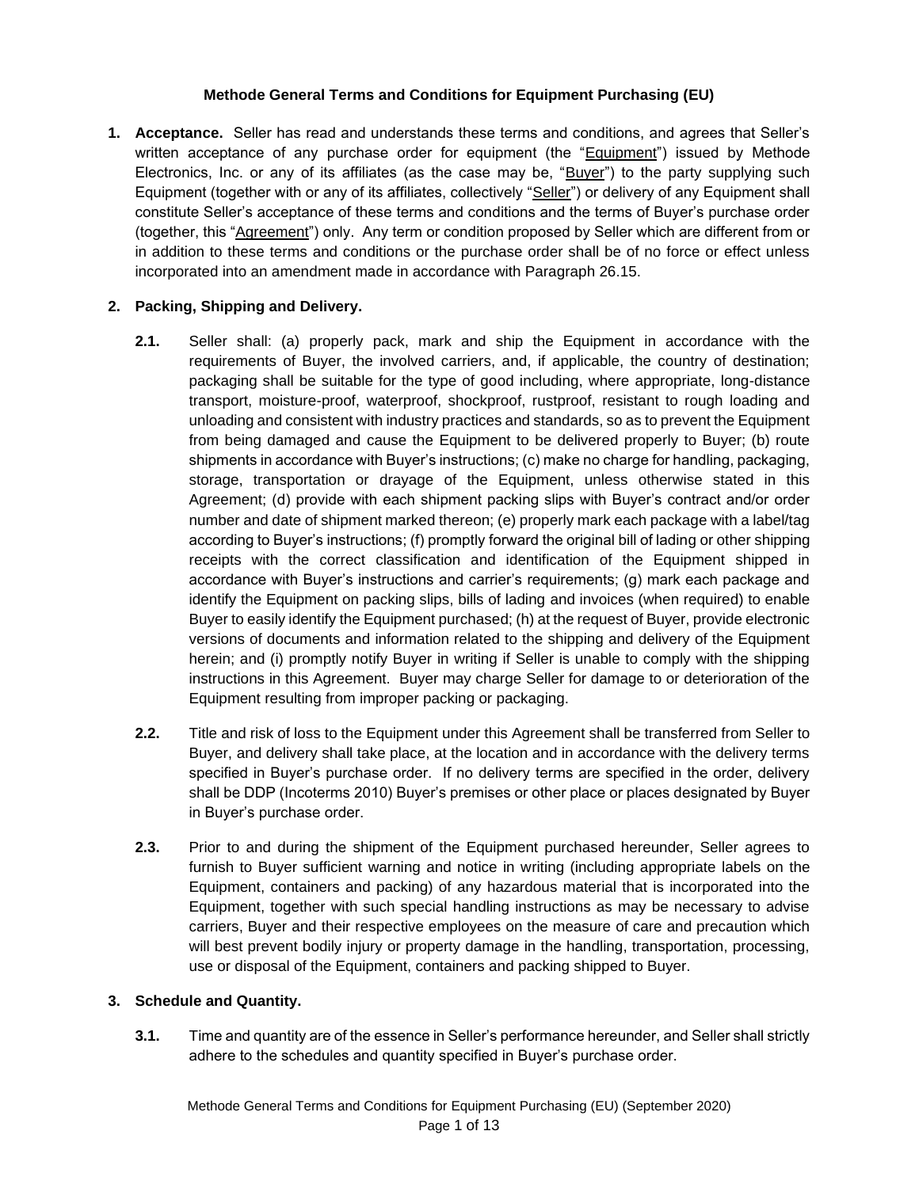# Methode General Terms and Conditions for Equipment Purchasing (EU)

**1. Acceptance.** Seller has read and understands these terms and conditions, and agrees that Seller's written acceptance of any purchase order for equipment (the "Equipment") issued by Methode Electronics, Inc. or any of its affiliates (as the case may be, "Buyer") to the party supplying such Equipment (together with or any of its affiliates, collectively "Seller") or delivery of any Equipment shall constitute Seller's acceptance of these terms and conditions and the terms of Buyer's purchase order (together, this "Agreement") only. Any term or condition proposed by Seller which are different from or in addition to these terms and conditions or the purchase order shall be of no force or effect unless incorporated into an amendment made in accordance with Paragraph 26.15.

**2. Packing, Shipping and Delivery.**

**2.1.** Seller shall: (a) properly pack, mark and ship the Equipment in accordance with the requirements of Buyer, the involved carriers, and, if applicable, the country of destination; packaging shall be suitable for the type of good including, where appropriate, long-distance transport, moisture-proof, waterproof, shockproof, rustproof, resistant to rough loading and unloading and consistent with industry practices and standards, so as to prevent the Equipment from being damaged and cause the Equipment to be delivered properly to Buyer; (b) route shipments in accordance with Buyer's instructions; (c) make no charge for handling, packaging, storage, transportation or drayage of the Equipment, unless otherwise stated in this Agreement; (d) provide with each shipment packing slips with Buyer's contract and/or order number and date of shipment marked thereon; (e) properly mark each package with a label/tag according to Buyer's instructions; (f) promptly forward the original bill of lading or other shipping receipts with the correct classification and identification of the Equipment shipped in accordance with Buyer's instructions and carrier's requirements; (g) mark each package and identify the Equipment on packing slips, bills of lading and invoices (when required) to enable Buyer to easily identify the Equipment purchased; (h) at the request of Buyer, provide electronic versions of documents and information related to the shipping and delivery of the Equipment herein; and (i) promptly notify Buyer in writing if Seller is unable to comply with the shipping instructions in this Agreement. Buyer may charge Seller for damage to or deterioration of the Equipment resulting from improper packing or packaging.

**2.2.** Title and risk of loss to the Equipment under this Agreement shall be transferred from Seller to Buyer, and delivery shall take place, at the location and in accordance with the delivery terms specified in Buyer's purchase order. If no delivery terms are specified in the order, delivery shall be DDP (Incoterms 2010) Buyer's premises or other place or places designated by Buyer in Buyer's purchase order.

**2.3.** Prior to and during the shipment of the Equipment purchased hereunder, Seller agrees to furnish to Buyer sufficient warning and notice in writing (including appropriate labels on the Equipment, containers and packing) of any hazardous material that is incorporated into the Equipment, together with such special handling instructions as may be necessary to advise carriers, Buyer and their respective employees on the measure of care and precaution which will best prevent bodily injury or property damage in the handling, transportation, processing, use or disposal of the Equipment, containers and packing shipped to Buyer.

**3. Schedule and Quantity.**

**3.1.** Time and quantity are of the essence in Seller's performance hereunder, and Seller shall strictly adhere to the schedules and quantity specified in Buyer's purchase order.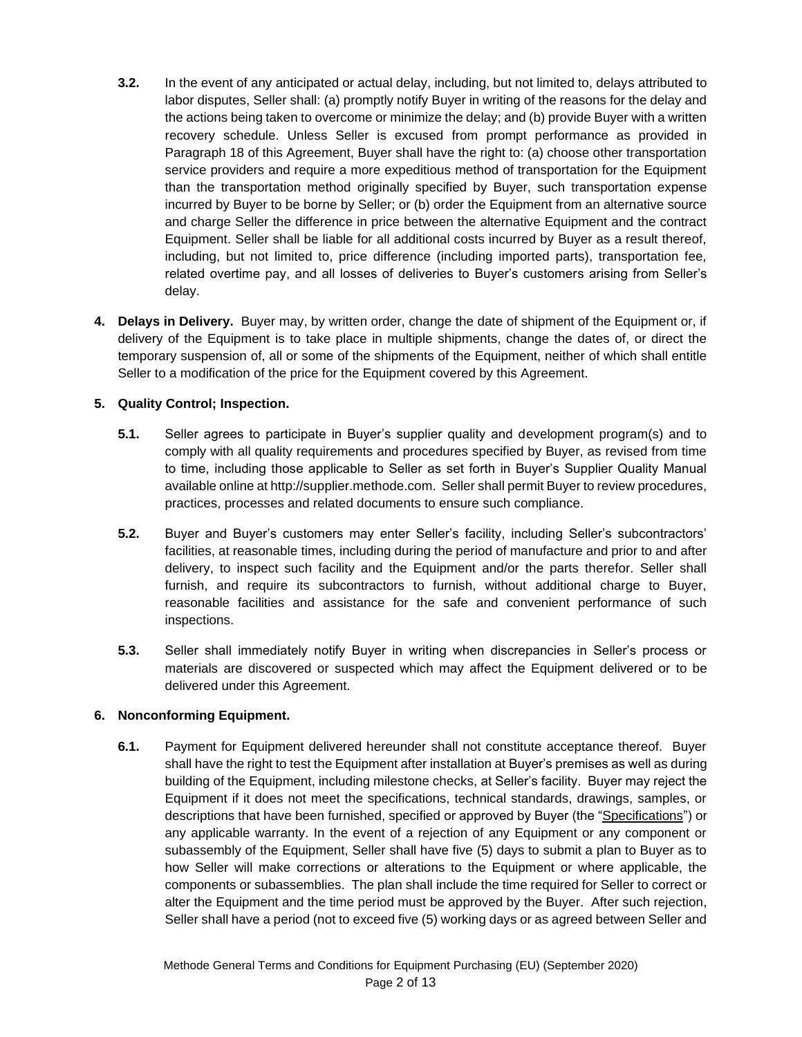**3.2.** In the event of any anticipated or actual delay, including, but not limited to, delays attributed to labor disputes, Seller shall: (a) promptly notify Buyer in writing of the reasons for the delay and the actions being taken to overcome or minimize the delay; and (b) provide Buyer with a written recovery schedule. Unless Seller is excused from prompt performance as provided in Paragraph 18 of this Agreement, Buyer shall have the right to: (a) choose other transportation service providers and require a more expeditious method of transportation for the Equipment than the transportation method originally specified by Buyer, such transportation expense incurred by Buyer to be borne by Seller; or (b) order the Equipment from an alternative source and charge Seller the difference in price between the alternative Equipment and the contract Equipment. Seller shall be liable for all additional costs incurred by Buyer as a result thereof, including, but not limited to, price difference (including imported parts), transportation fee, related overtime pay, and all losses of deliveries to Buyer's customers arising from Seller's delay.

**4. Delays in Delivery.** Buyer may, by written order, change the date of shipment of the Equipment or, if delivery of the Equipment is to take place in multiple shipments, change the dates of, or direct the temporary suspension of, all or some of the shipments of the Equipment, neither of which shall entitle Seller to a modification of the price for the Equipment covered by this Agreement.

**5. Quality Control; Inspection.**

**5.1.** Seller agrees to participate in Buyer's supplier quality and development program(s) and to comply with all quality requirements and procedures specified by Buyer, as revised from time to time, including those applicable to Seller as set forth in Buyer's Supplier Quality Manual available online at http://supplier.methode.com. Seller shall permit Buyer to review procedures, practices, processes and related documents to ensure such compliance.

**5.2.** Buyer and Buyer's customers may enter Seller's facility, including Seller's subcontractors' facilities, at reasonable times, including during the period of manufacture and prior to and after delivery, to inspect such facility and the Equipment and/or the parts therefor. Seller shall furnish, and require its subcontractors to furnish, without additional charge to Buyer, reasonable facilities and assistance for the safe and convenient performance of such inspections.

**5.3.** Seller shall immediately notify Buyer in writing when discrepancies in Seller's process or materials are discovered or suspected which may affect the Equipment delivered or to be delivered under this Agreement.

**6. Nonconforming Equipment.**

**6.1.** Payment for Equipment delivered hereunder shall not constitute acceptance thereof. Buyer shall have the right to test the Equipment after installation at Buyer's premises as well as during building of the Equipment, including milestone checks, at Seller's facility. Buyer may reject the Equipment if it does not meet the specifications, technical standards, drawings, samples, or descriptions that have been furnished, specified or approved by Buyer (the "Specifications") or any applicable warranty. In the event of a rejection of any Equipment or any component or subassembly of the Equipment, Seller shall have five (5) days to submit a plan to Buyer as to how Seller will make corrections or alterations to the Equipment or where applicable, the components or subassemblies. The plan shall include the time required for Seller to correct or alter the Equipment and the time period must be approved by the Buyer. After such rejection, Seller shall have a period (not to exceed five (5) working days or as agreed between Seller and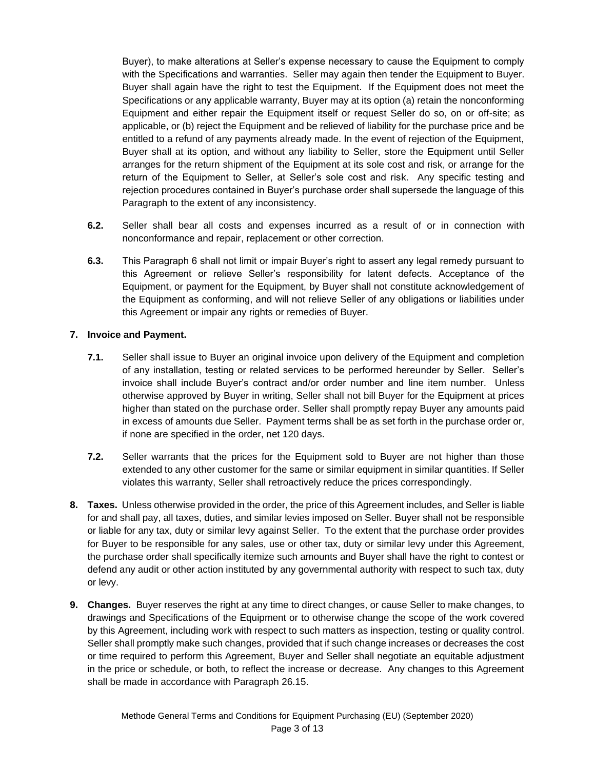Buyer), to make alterations at Seller's expense necessary to cause the Equipment to comply with the Specifications and warranties. Seller may again then tender the Equipment to Buyer. Buyer shall again have the right to test the Equipment. If the Equipment does not meet the Specifications or any applicable warranty, Buyer may at its option (a) retain the nonconforming Equipment and either repair the Equipment itself or request Seller do so, on or off-site; as applicable, or (b) reject the Equipment and be relieved of liability for the purchase price and be entitled to a refund of any payments already made. In the event of rejection of the Equipment, Buyer shall at its option, and without any liability to Seller, store the Equipment until Seller arranges for the return shipment of the Equipment at its sole cost and risk, or arrange for the return of the Equipment to Seller, at Seller's sole cost and risk. Any specific testing and rejection procedures contained in Buyer's purchase order shall supersede the language of this Paragraph to the extent of any inconsistency.

**6.2.** Seller shall bear all costs and expenses incurred as a result of or in connection with nonconformance and repair, replacement or other correction.

**6.3.** This Paragraph 6 shall not limit or impair Buyer's right to assert any legal remedy pursuant to this Agreement or relieve Seller's responsibility for latent defects. Acceptance of the Equipment, or payment for the Equipment, by Buyer shall not constitute acknowledgement of the Equipment as conforming, and will not relieve Seller of any obligations or liabilities under this Agreement or impair any rights or remedies of Buyer.

**7. Invoice and Payment.**

**7.1.** Seller shall issue to Buyer an original invoice upon delivery of the Equipment and completion of any installation, testing or related services to be performed hereunder by Seller. Seller's invoice shall include Buyer's contract and/or order number and line item number. Unless otherwise approved by Buyer in writing, Seller shall not bill Buyer for the Equipment at prices higher than stated on the purchase order. Seller shall promptly repay Buyer any amounts paid in excess of amounts due Seller. Payment terms shall be as set forth in the purchase order or, if none are specified in the order, net 120 days.

**7.2.** Seller warrants that the prices for the Equipment sold to Buyer are not higher than those extended to any other customer for the same or similar equipment in similar quantities. If Seller violates this warranty, Seller shall retroactively reduce the prices correspondingly.

**8. Taxes.** Unless otherwise provided in the order, the price of this Agreement includes, and Seller is liable for and shall pay, all taxes, duties, and similar levies imposed on Seller. Buyer shall not be responsible or liable for any tax, duty or similar levy against Seller. To the extent that the purchase order provides for Buyer to be responsible for any sales, use or other tax, duty or similar levy under this Agreement, the purchase order shall specifically itemize such amounts and Buyer shall have the right to contest or defend any audit or other action instituted by any governmental authority with respect to such tax, duty or levy.

**9. Changes.** Buyer reserves the right at any time to direct changes, or cause Seller to make changes, to drawings and Specifications of the Equipment or to otherwise change the scope of the work covered by this Agreement, including work with respect to such matters as inspection, testing or quality control. Seller shall promptly make such changes, provided that if such change increases or decreases the cost or time required to perform this Agreement, Buyer and Seller shall negotiate an equitable adjustment in the price or schedule, or both, to reflect the increase or decrease. Any changes to this Agreement shall be made in accordance with Paragraph 26.15.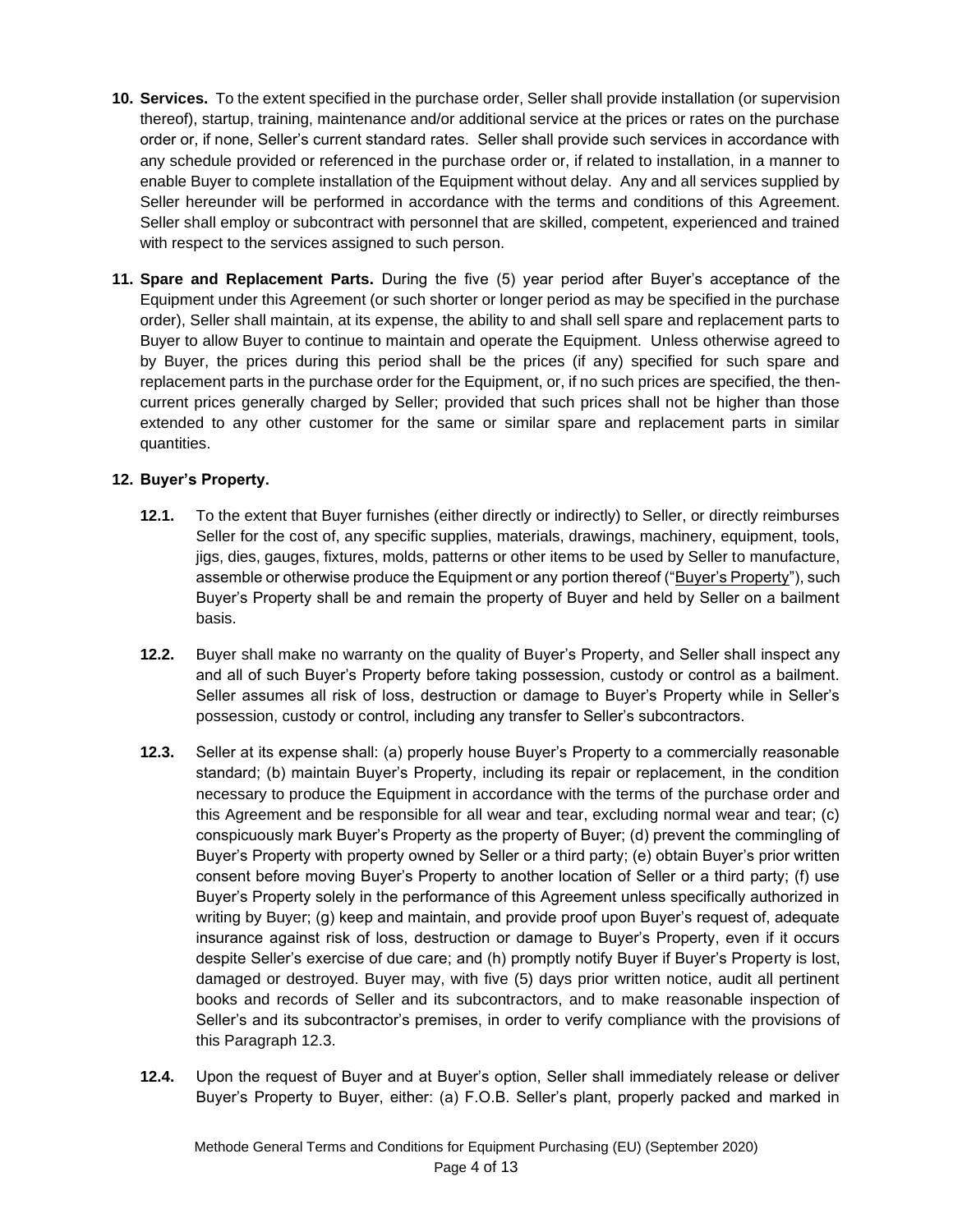**10. Services.** To the extent specified in the purchase order, Seller shall provide installation (or supervision thereof), startup, training, maintenance and/or additional service at the prices or rates on the purchase order or, if none, Seller's current standard rates. Seller shall provide such services in accordance with any schedule provided or referenced in the purchase order or, if related to installation, in a manner to enable Buyer to complete installation of the Equipment without delay. Any and all services supplied by Seller hereunder will be performed in accordance with the terms and conditions of this Agreement. Seller shall employ or subcontract with personnel that are skilled, competent, experienced and trained with respect to the services assigned to such person.

**11. Spare and Replacement Parts.** During the five (5) year period after Buyer's acceptance of the Equipment under this Agreement (or such shorter or longer period as may be specified in the purchase order), Seller shall maintain, at its expense, the ability to and shall sell spare and replacement parts to Buyer to allow Buyer to continue to maintain and operate the Equipment. Unless otherwise agreed to by Buyer, the prices during this period shall be the prices (if any) specified for such spare and replacement parts in the purchase order for the Equipment, or, if no such prices are specified, the then-current prices generally charged by Seller; provided that such prices shall not be higher than those extended to any other customer for the same or similar spare and replacement parts in similar quantities.

**12. Buyer's Property.**

**12.1.** To the extent that Buyer furnishes (either directly or indirectly) to Seller, or directly reimburses Seller for the cost of, any specific supplies, materials, drawings, machinery, equipment, tools, jigs, dies, gauges, fixtures, molds, patterns or other items to be used by Seller to manufacture, assemble or otherwise produce the Equipment or any portion thereof ("Buyer's Property"), such Buyer's Property shall be and remain the property of Buyer and held by Seller on a bailment basis.

**12.2.** Buyer shall make no warranty on the quality of Buyer's Property, and Seller shall inspect any and all of such Buyer's Property before taking possession, custody or control as a bailment. Seller assumes all risk of loss, destruction or damage to Buyer's Property while in Seller's possession, custody or control, including any transfer to Seller's subcontractors.

**12.3.** Seller at its expense shall: (a) properly house Buyer's Property to a commercially reasonable standard; (b) maintain Buyer's Property, including its repair or replacement, in the condition necessary to produce the Equipment in accordance with the terms of the purchase order and this Agreement and be responsible for all wear and tear, excluding normal wear and tear; (c) conspicuously mark Buyer's Property as the property of Buyer; (d) prevent the commingling of Buyer's Property with property owned by Seller or a third party; (e) obtain Buyer's prior written consent before moving Buyer's Property to another location of Seller or a third party; (f) use Buyer's Property solely in the performance of this Agreement unless specifically authorized in writing by Buyer; (g) keep and maintain, and provide proof upon Buyer's request of, adequate insurance against risk of loss, destruction or damage to Buyer's Property, even if it occurs despite Seller's exercise of due care; and (h) promptly notify Buyer if Buyer's Property is lost, damaged or destroyed. Buyer may, with five (5) days prior written notice, audit all pertinent books and records of Seller and its subcontractors, and to make reasonable inspection of Seller's and its subcontractor's premises, in order to verify compliance with the provisions of this Paragraph 12.3.

**12.4.** Upon the request of Buyer and at Buyer's option, Seller shall immediately release or deliver Buyer's Property to Buyer, either: (a) F.O.B. Seller's plant, properly packed and marked in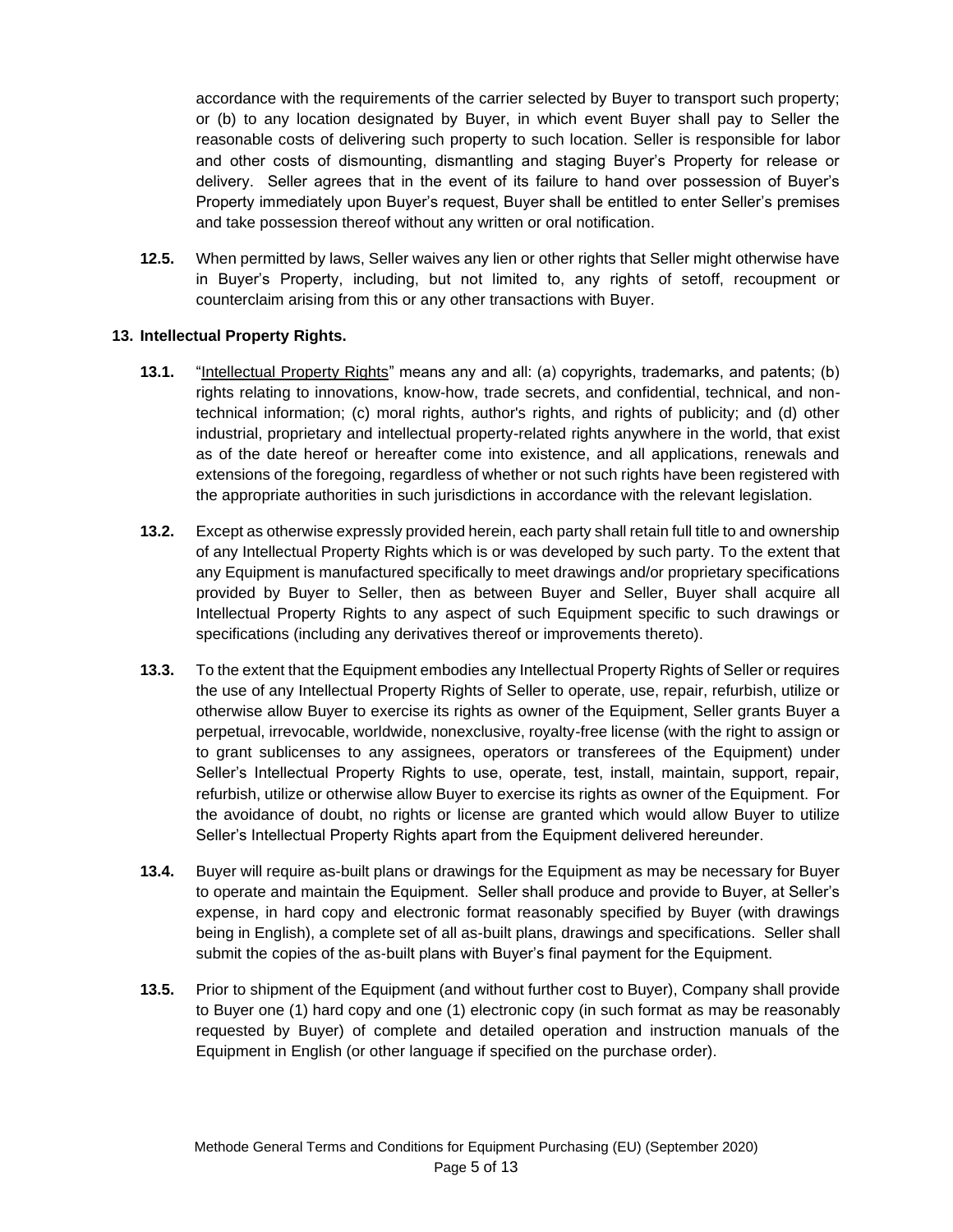accordance with the requirements of the carrier selected by Buyer to transport such property; or (b) to any location designated by Buyer, in which event Buyer shall pay to Seller the reasonable costs of delivering such property to such location. Seller is responsible for labor and other costs of dismounting, dismantling and staging Buyer's Property for release or delivery. Seller agrees that in the event of its failure to hand over possession of Buyer's Property immediately upon Buyer's request, Buyer shall be entitled to enter Seller's premises and take possession thereof without any written or oral notification.

**12.5.** When permitted by laws, Seller waives any lien or other rights that Seller might otherwise have in Buyer's Property, including, but not limited to, any rights of setoff, recoupment or counterclaim arising from this or any other transactions with Buyer.

## 13. Intellectual Property Rights.

**13.1.** "Intellectual Property Rights" means any and all: (a) copyrights, trademarks, and patents; (b) rights relating to innovations, know-how, trade secrets, and confidential, technical, and non-technical information; (c) moral rights, author's rights, and rights of publicity; and (d) other industrial, proprietary and intellectual property-related rights anywhere in the world, that exist as of the date hereof or hereafter come into existence, and all applications, renewals and extensions of the foregoing, regardless of whether or not such rights have been registered with the appropriate authorities in such jurisdictions in accordance with the relevant legislation.

**13.2.** Except as otherwise expressly provided herein, each party shall retain full title to and ownership of any Intellectual Property Rights which is or was developed by such party. To the extent that any Equipment is manufactured specifically to meet drawings and/or proprietary specifications provided by Buyer to Seller, then as between Buyer and Seller, Buyer shall acquire all Intellectual Property Rights to any aspect of such Equipment specific to such drawings or specifications (including any derivatives thereof or improvements thereto).

**13.3.** To the extent that the Equipment embodies any Intellectual Property Rights of Seller or requires the use of any Intellectual Property Rights of Seller to operate, use, repair, refurbish, utilize or otherwise allow Buyer to exercise its rights as owner of the Equipment, Seller grants Buyer a perpetual, irrevocable, worldwide, nonexclusive, royalty-free license (with the right to assign or to grant sublicenses to any assignees, operators or transferees of the Equipment) under Seller's Intellectual Property Rights to use, operate, test, install, maintain, support, repair, refurbish, utilize or otherwise allow Buyer to exercise its rights as owner of the Equipment. For the avoidance of doubt, no rights or license are granted which would allow Buyer to utilize Seller's Intellectual Property Rights apart from the Equipment delivered hereunder.

**13.4.** Buyer will require as-built plans or drawings for the Equipment as may be necessary for Buyer to operate and maintain the Equipment. Seller shall produce and provide to Buyer, at Seller's expense, in hard copy and electronic format reasonably specified by Buyer (with drawings being in English), a complete set of all as-built plans, drawings and specifications. Seller shall submit the copies of the as-built plans with Buyer's final payment for the Equipment.

**13.5.** Prior to shipment of the Equipment (and without further cost to Buyer), Company shall provide to Buyer one (1) hard copy and one (1) electronic copy (in such format as may be reasonably requested by Buyer) of complete and detailed operation and instruction manuals of the Equipment in English (or other language if specified on the purchase order).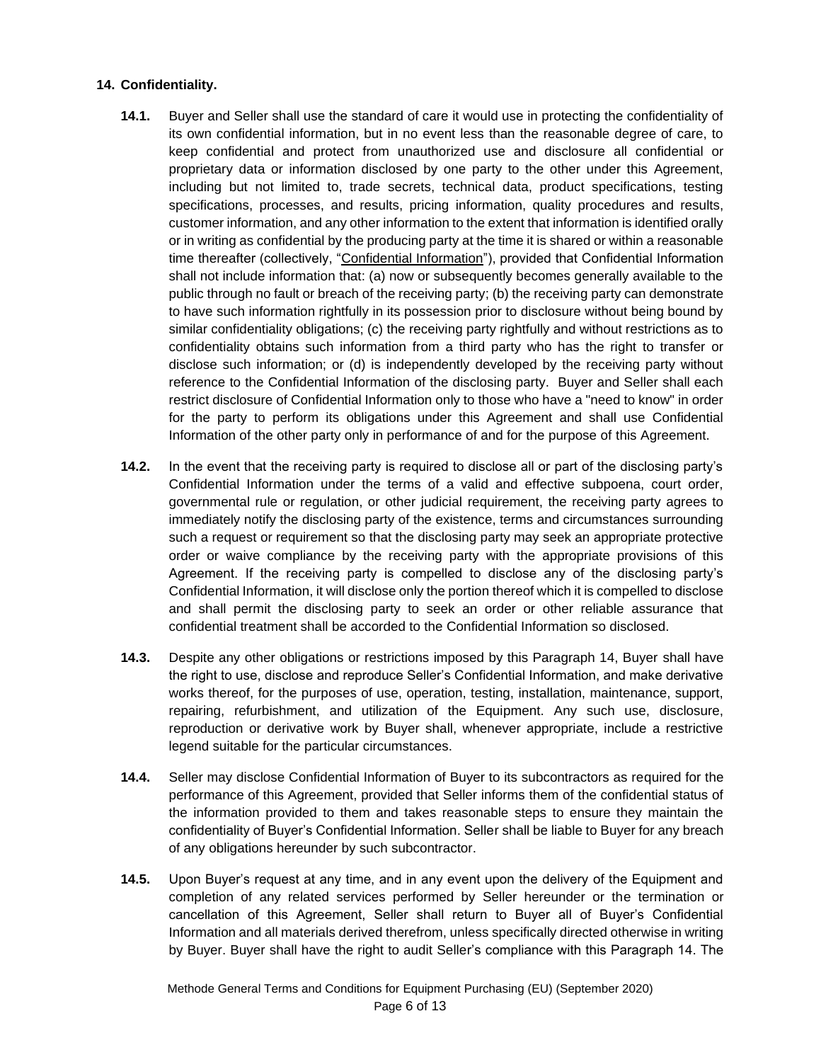## 14. Confidentiality.

**14.1.** Buyer and Seller shall use the standard of care it would use in protecting the confidentiality of its own confidential information, but in no event less than the reasonable degree of care, to keep confidential and protect from unauthorized use and disclosure all confidential or proprietary data or information disclosed by one party to the other under this Agreement, including but not limited to, trade secrets, technical data, product specifications, testing specifications, processes, and results, pricing information, quality procedures and results, customer information, and any other information to the extent that information is identified orally or in writing as confidential by the producing party at the time it is shared or within a reasonable time thereafter (collectively, "Confidential Information"), provided that Confidential Information shall not include information that: (a) now or subsequently becomes generally available to the public through no fault or breach of the receiving party; (b) the receiving party can demonstrate to have such information rightfully in its possession prior to disclosure without being bound by similar confidentiality obligations; (c) the receiving party rightfully and without restrictions as to confidentiality obtains such information from a third party who has the right to transfer or disclose such information; or (d) is independently developed by the receiving party without reference to the Confidential Information of the disclosing party. Buyer and Seller shall each restrict disclosure of Confidential Information only to those who have a "need to know" in order for the party to perform its obligations under this Agreement and shall use Confidential Information of the other party only in performance of and for the purpose of this Agreement.

**14.2.** In the event that the receiving party is required to disclose all or part of the disclosing party's Confidential Information under the terms of a valid and effective subpoena, court order, governmental rule or regulation, or other judicial requirement, the receiving party agrees to immediately notify the disclosing party of the existence, terms and circumstances surrounding such a request or requirement so that the disclosing party may seek an appropriate protective order or waive compliance by the receiving party with the appropriate provisions of this Agreement. If the receiving party is compelled to disclose any of the disclosing party's Confidential Information, it will disclose only the portion thereof which it is compelled to disclose and shall permit the disclosing party to seek an order or other reliable assurance that confidential treatment shall be accorded to the Confidential Information so disclosed.

**14.3.** Despite any other obligations or restrictions imposed by this Paragraph 14, Buyer shall have the right to use, disclose and reproduce Seller's Confidential Information, and make derivative works thereof, for the purposes of use, operation, testing, installation, maintenance, support, repairing, refurbishment, and utilization of the Equipment. Any such use, disclosure, reproduction or derivative work by Buyer shall, whenever appropriate, include a restrictive legend suitable for the particular circumstances.

**14.4.** Seller may disclose Confidential Information of Buyer to its subcontractors as required for the performance of this Agreement, provided that Seller informs them of the confidential status of the information provided to them and takes reasonable steps to ensure they maintain the confidentiality of Buyer's Confidential Information. Seller shall be liable to Buyer for any breach of any obligations hereunder by such subcontractor.

**14.5.** Upon Buyer's request at any time, and in any event upon the delivery of the Equipment and completion of any related services performed by Seller hereunder or the termination or cancellation of this Agreement, Seller shall return to Buyer all of Buyer's Confidential Information and all materials derived therefrom, unless specifically directed otherwise in writing by Buyer. Buyer shall have the right to audit Seller's compliance with this Paragraph 14. The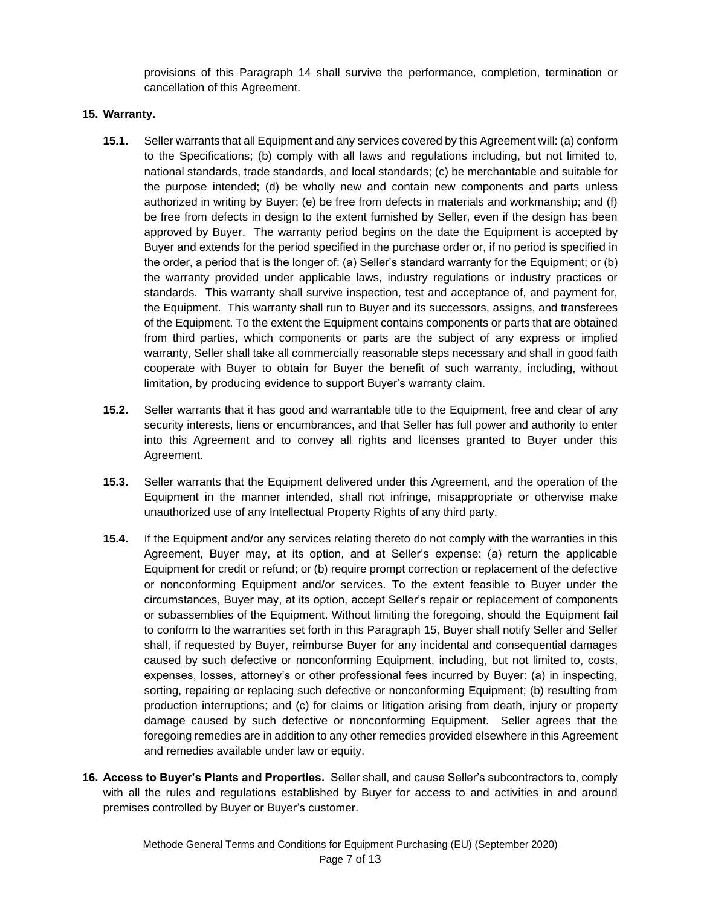provisions of this Paragraph 14 shall survive the performance, completion, termination or cancellation of this Agreement.

**15. Warranty.**

**15.1.** Seller warrants that all Equipment and any services covered by this Agreement will: (a) conform to the Specifications; (b) comply with all laws and regulations including, but not limited to, national standards, trade standards, and local standards; (c) be merchantable and suitable for the purpose intended; (d) be wholly new and contain new components and parts unless authorized in writing by Buyer; (e) be free from defects in materials and workmanship; and (f) be free from defects in design to the extent furnished by Seller, even if the design has been approved by Buyer. The warranty period begins on the date the Equipment is accepted by Buyer and extends for the period specified in the purchase order or, if no period is specified in the order, a period that is the longer of: (a) Seller's standard warranty for the Equipment; or (b) the warranty provided under applicable laws, industry regulations or industry practices or standards. This warranty shall survive inspection, test and acceptance of, and payment for, the Equipment. This warranty shall run to Buyer and its successors, assigns, and transferees of the Equipment. To the extent the Equipment contains components or parts that are obtained from third parties, which components or parts are the subject of any express or implied warranty, Seller shall take all commercially reasonable steps necessary and shall in good faith cooperate with Buyer to obtain for Buyer the benefit of such warranty, including, without limitation, by producing evidence to support Buyer's warranty claim.

**15.2.** Seller warrants that it has good and warrantable title to the Equipment, free and clear of any security interests, liens or encumbrances, and that Seller has full power and authority to enter into this Agreement and to convey all rights and licenses granted to Buyer under this Agreement.

**15.3.** Seller warrants that the Equipment delivered under this Agreement, and the operation of the Equipment in the manner intended, shall not infringe, misappropriate or otherwise make unauthorized use of any Intellectual Property Rights of any third party.

**15.4.** If the Equipment and/or any services relating thereto do not comply with the warranties in this Agreement, Buyer may, at its option, and at Seller's expense: (a) return the applicable Equipment for credit or refund; or (b) require prompt correction or replacement of the defective or nonconforming Equipment and/or services. To the extent feasible to Buyer under the circumstances, Buyer may, at its option, accept Seller's repair or replacement of components or subassemblies of the Equipment. Without limiting the foregoing, should the Equipment fail to conform to the warranties set forth in this Paragraph 15, Buyer shall notify Seller and Seller shall, if requested by Buyer, reimburse Buyer for any incidental and consequential damages caused by such defective or nonconforming Equipment, including, but not limited to, costs, expenses, losses, attorney's or other professional fees incurred by Buyer: (a) in inspecting, sorting, repairing or replacing such defective or nonconforming Equipment; (b) resulting from production interruptions; and (c) for claims or litigation arising from death, injury or property damage caused by such defective or nonconforming Equipment. Seller agrees that the foregoing remedies are in addition to any other remedies provided elsewhere in this Agreement and remedies available under law or equity.

**16. Access to Buyer's Plants and Properties.** Seller shall, and cause Seller's subcontractors to, comply with all the rules and regulations established by Buyer for access to and activities in and around premises controlled by Buyer or Buyer's customer.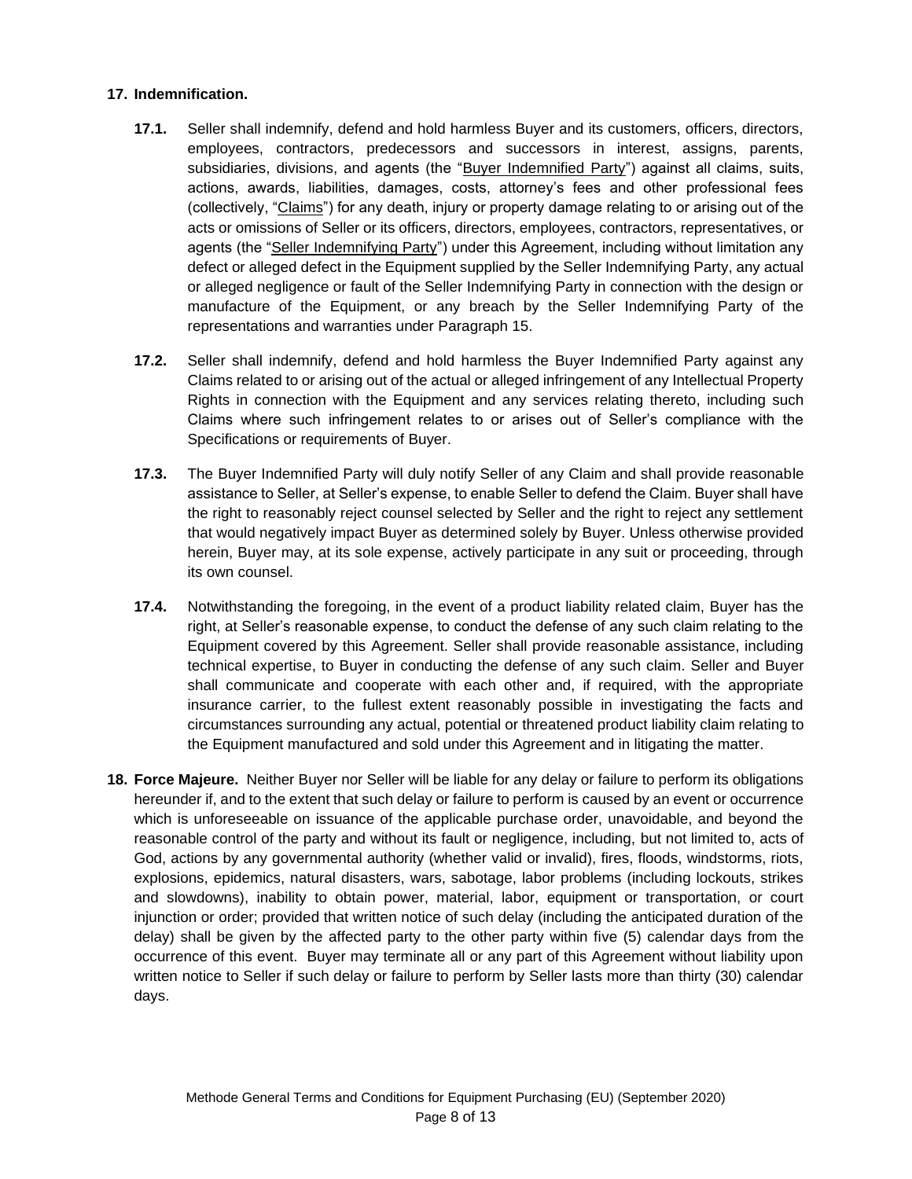**17. Indemnification.**

**17.1.** Seller shall indemnify, defend and hold harmless Buyer and its customers, officers, directors, employees, contractors, predecessors and successors in interest, assigns, parents, subsidiaries, divisions, and agents (the "Buyer Indemnified Party") against all claims, suits, actions, awards, liabilities, damages, costs, attorney's fees and other professional fees (collectively, "Claims") for any death, injury or property damage relating to or arising out of the acts or omissions of Seller or its officers, directors, employees, contractors, representatives, or agents (the "Seller Indemnifying Party") under this Agreement, including without limitation any defect or alleged defect in the Equipment supplied by the Seller Indemnifying Party, any actual or alleged negligence or fault of the Seller Indemnifying Party in connection with the design or manufacture of the Equipment, or any breach by the Seller Indemnifying Party of the representations and warranties under Paragraph 15.

**17.2.** Seller shall indemnify, defend and hold harmless the Buyer Indemnified Party against any Claims related to or arising out of the actual or alleged infringement of any Intellectual Property Rights in connection with the Equipment and any services relating thereto, including such Claims where such infringement relates to or arises out of Seller's compliance with the Specifications or requirements of Buyer.

**17.3.** The Buyer Indemnified Party will duly notify Seller of any Claim and shall provide reasonable assistance to Seller, at Seller's expense, to enable Seller to defend the Claim. Buyer shall have the right to reasonably reject counsel selected by Seller and the right to reject any settlement that would negatively impact Buyer as determined solely by Buyer. Unless otherwise provided herein, Buyer may, at its sole expense, actively participate in any suit or proceeding, through its own counsel.

**17.4.** Notwithstanding the foregoing, in the event of a product liability related claim, Buyer has the right, at Seller's reasonable expense, to conduct the defense of any such claim relating to the Equipment covered by this Agreement. Seller shall provide reasonable assistance, including technical expertise, to Buyer in conducting the defense of any such claim. Seller and Buyer shall communicate and cooperate with each other and, if required, with the appropriate insurance carrier, to the fullest extent reasonably possible in investigating the facts and circumstances surrounding any actual, potential or threatened product liability claim relating to the Equipment manufactured and sold under this Agreement and in litigating the matter.

**18. Force Majeure.** Neither Buyer nor Seller will be liable for any delay or failure to perform its obligations hereunder if, and to the extent that such delay or failure to perform is caused by an event or occurrence which is unforeseeable on issuance of the applicable purchase order, unavoidable, and beyond the reasonable control of the party and without its fault or negligence, including, but not limited to, acts of God, actions by any governmental authority (whether valid or invalid), fires, floods, windstorms, riots, explosions, epidemics, natural disasters, wars, sabotage, labor problems (including lockouts, strikes and slowdowns), inability to obtain power, material, labor, equipment or transportation, or court injunction or order; provided that written notice of such delay (including the anticipated duration of the delay) shall be given by the affected party to the other party within five (5) calendar days from the occurrence of this event. Buyer may terminate all or any part of this Agreement without liability upon written notice to Seller if such delay or failure to perform by Seller lasts more than thirty (30) calendar days.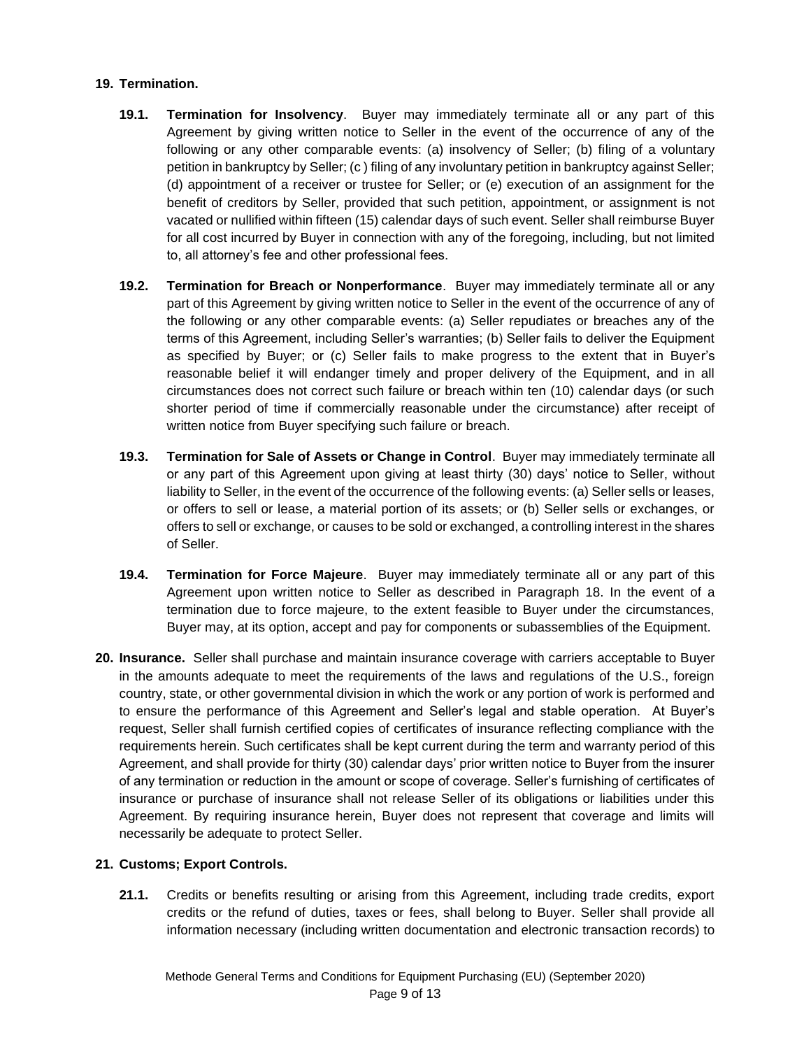**19. Termination.**

**19.1. Termination for Insolvency**. Buyer may immediately terminate all or any part of this Agreement by giving written notice to Seller in the event of the occurrence of any of the following or any other comparable events: (a) insolvency of Seller; (b) filing of a voluntary petition in bankruptcy by Seller; (c ) filing of any involuntary petition in bankruptcy against Seller; (d) appointment of a receiver or trustee for Seller; or (e) execution of an assignment for the benefit of creditors by Seller, provided that such petition, appointment, or assignment is not vacated or nullified within fifteen (15) calendar days of such event. Seller shall reimburse Buyer for all cost incurred by Buyer in connection with any of the foregoing, including, but not limited to, all attorney's fee and other professional fees.

**19.2. Termination for Breach or Nonperformance**. Buyer may immediately terminate all or any part of this Agreement by giving written notice to Seller in the event of the occurrence of any of the following or any other comparable events: (a) Seller repudiates or breaches any of the terms of this Agreement, including Seller's warranties; (b) Seller fails to deliver the Equipment as specified by Buyer; or (c) Seller fails to make progress to the extent that in Buyer's reasonable belief it will endanger timely and proper delivery of the Equipment, and in all circumstances does not correct such failure or breach within ten (10) calendar days (or such shorter period of time if commercially reasonable under the circumstance) after receipt of written notice from Buyer specifying such failure or breach.

**19.3. Termination for Sale of Assets or Change in Control**. Buyer may immediately terminate all or any part of this Agreement upon giving at least thirty (30) days' notice to Seller, without liability to Seller, in the event of the occurrence of the following events: (a) Seller sells or leases, or offers to sell or lease, a material portion of its assets; or (b) Seller sells or exchanges, or offers to sell or exchange, or causes to be sold or exchanged, a controlling interest in the shares of Seller.

**19.4. Termination for Force Majeure**. Buyer may immediately terminate all or any part of this Agreement upon written notice to Seller as described in Paragraph 18. In the event of a termination due to force majeure, to the extent feasible to Buyer under the circumstances, Buyer may, at its option, accept and pay for components or subassemblies of the Equipment.

**20. Insurance.** Seller shall purchase and maintain insurance coverage with carriers acceptable to Buyer in the amounts adequate to meet the requirements of the laws and regulations of the U.S., foreign country, state, or other governmental division in which the work or any portion of work is performed and to ensure the performance of this Agreement and Seller's legal and stable operation. At Buyer's request, Seller shall furnish certified copies of certificates of insurance reflecting compliance with the requirements herein. Such certificates shall be kept current during the term and warranty period of this Agreement, and shall provide for thirty (30) calendar days' prior written notice to Buyer from the insurer of any termination or reduction in the amount or scope of coverage. Seller's furnishing of certificates of insurance or purchase of insurance shall not release Seller of its obligations or liabilities under this Agreement. By requiring insurance herein, Buyer does not represent that coverage and limits will necessarily be adequate to protect Seller.

**21. Customs; Export Controls.**

**21.1.** Credits or benefits resulting or arising from this Agreement, including trade credits, export credits or the refund of duties, taxes or fees, shall belong to Buyer. Seller shall provide all information necessary (including written documentation and electronic transaction records) to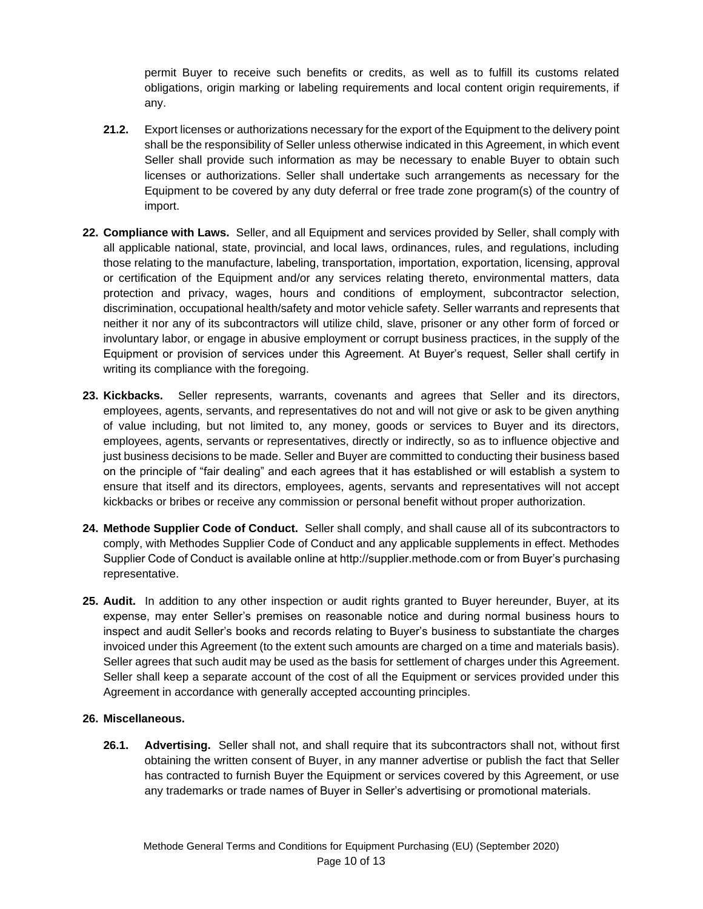permit Buyer to receive such benefits or credits, as well as to fulfill its customs related obligations, origin marking or labeling requirements and local content origin requirements, if any.

**21.2.** Export licenses or authorizations necessary for the export of the Equipment to the delivery point shall be the responsibility of Seller unless otherwise indicated in this Agreement, in which event Seller shall provide such information as may be necessary to enable Buyer to obtain such licenses or authorizations. Seller shall undertake such arrangements as necessary for the Equipment to be covered by any duty deferral or free trade zone program(s) of the country of import.

**22. Compliance with Laws.** Seller, and all Equipment and services provided by Seller, shall comply with all applicable national, state, provincial, and local laws, ordinances, rules, and regulations, including those relating to the manufacture, labeling, transportation, importation, exportation, licensing, approval or certification of the Equipment and/or any services relating thereto, environmental matters, data protection and privacy, wages, hours and conditions of employment, subcontractor selection, discrimination, occupational health/safety and motor vehicle safety. Seller warrants and represents that neither it nor any of its subcontractors will utilize child, slave, prisoner or any other form of forced or involuntary labor, or engage in abusive employment or corrupt business practices, in the supply of the Equipment or provision of services under this Agreement. At Buyer's request, Seller shall certify in writing its compliance with the foregoing.

**23. Kickbacks.** Seller represents, warrants, covenants and agrees that Seller and its directors, employees, agents, servants, and representatives do not and will not give or ask to be given anything of value including, but not limited to, any money, goods or services to Buyer and its directors, employees, agents, servants or representatives, directly or indirectly, so as to influence objective and just business decisions to be made. Seller and Buyer are committed to conducting their business based on the principle of "fair dealing" and each agrees that it has established or will establish a system to ensure that itself and its directors, employees, agents, servants and representatives will not accept kickbacks or bribes or receive any commission or personal benefit without proper authorization.

**24. Methode Supplier Code of Conduct.** Seller shall comply, and shall cause all of its subcontractors to comply, with Methodes Supplier Code of Conduct and any applicable supplements in effect. Methodes Supplier Code of Conduct is available online at http://supplier.methode.com or from Buyer's purchasing representative.

**25. Audit.** In addition to any other inspection or audit rights granted to Buyer hereunder, Buyer, at its expense, may enter Seller's premises on reasonable notice and during normal business hours to inspect and audit Seller's books and records relating to Buyer's business to substantiate the charges invoiced under this Agreement (to the extent such amounts are charged on a time and materials basis). Seller agrees that such audit may be used as the basis for settlement of charges under this Agreement. Seller shall keep a separate account of the cost of all the Equipment or services provided under this Agreement in accordance with generally accepted accounting principles.

**26. Miscellaneous.**

**26.1. Advertising.** Seller shall not, and shall require that its subcontractors shall not, without first obtaining the written consent of Buyer, in any manner advertise or publish the fact that Seller has contracted to furnish Buyer the Equipment or services covered by this Agreement, or use any trademarks or trade names of Buyer in Seller's advertising or promotional materials.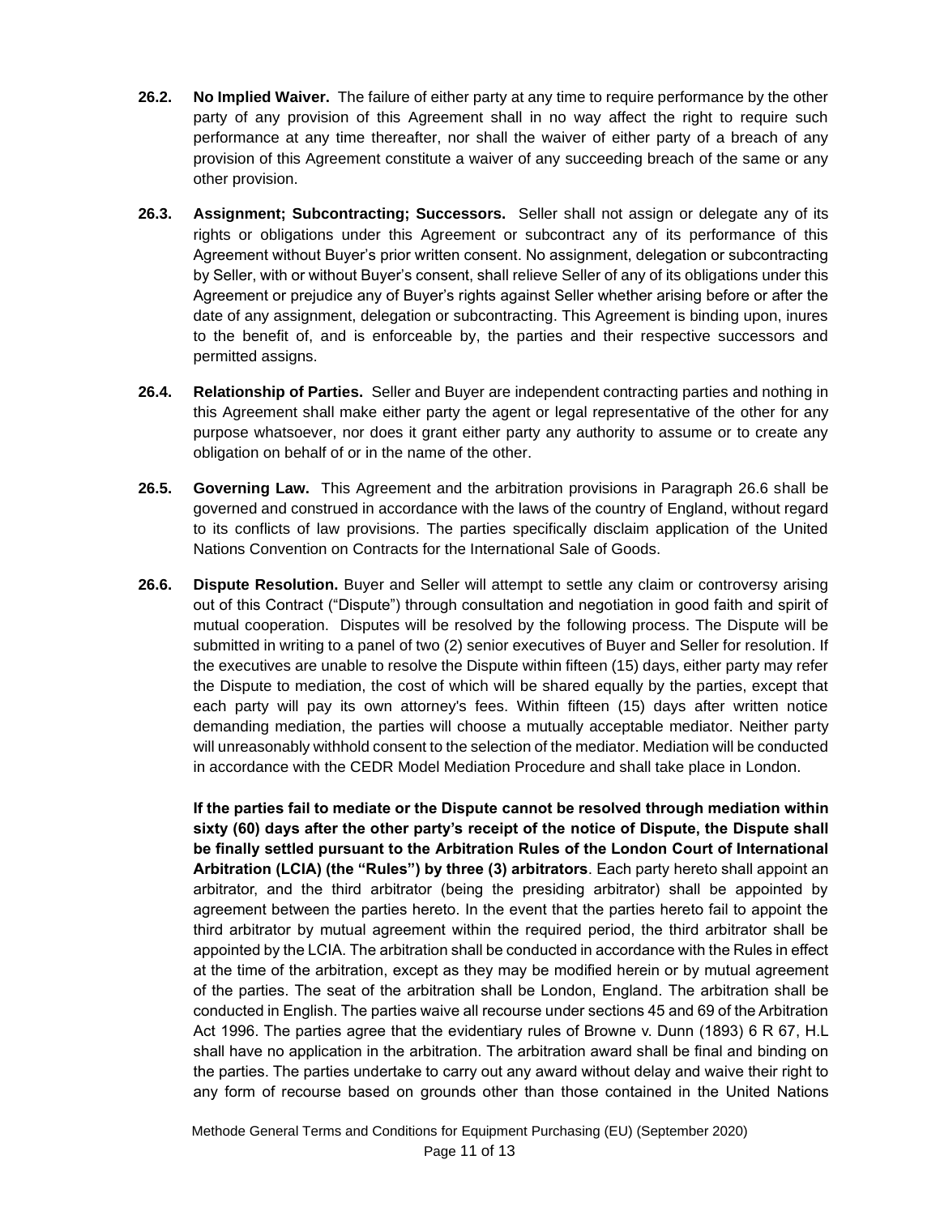**26.2. No Implied Waiver.** The failure of either party at any time to require performance by the other party of any provision of this Agreement shall in no way affect the right to require such performance at any time thereafter, nor shall the waiver of either party of a breach of any provision of this Agreement constitute a waiver of any succeeding breach of the same or any other provision.

**26.3. Assignment; Subcontracting; Successors.** Seller shall not assign or delegate any of its rights or obligations under this Agreement or subcontract any of its performance of this Agreement without Buyer's prior written consent. No assignment, delegation or subcontracting by Seller, with or without Buyer's consent, shall relieve Seller of any of its obligations under this Agreement or prejudice any of Buyer's rights against Seller whether arising before or after the date of any assignment, delegation or subcontracting. This Agreement is binding upon, inures to the benefit of, and is enforceable by, the parties and their respective successors and permitted assigns.

**26.4. Relationship of Parties.** Seller and Buyer are independent contracting parties and nothing in this Agreement shall make either party the agent or legal representative of the other for any purpose whatsoever, nor does it grant either party any authority to assume or to create any obligation on behalf of or in the name of the other.

**26.5. Governing Law.** This Agreement and the arbitration provisions in Paragraph 26.6 shall be governed and construed in accordance with the laws of the country of England, without regard to its conflicts of law provisions. The parties specifically disclaim application of the United Nations Convention on Contracts for the International Sale of Goods.

**26.6. Dispute Resolution.** Buyer and Seller will attempt to settle any claim or controversy arising out of this Contract ("Dispute") through consultation and negotiation in good faith and spirit of mutual cooperation. Disputes will be resolved by the following process. The Dispute will be submitted in writing to a panel of two (2) senior executives of Buyer and Seller for resolution. If the executives are unable to resolve the Dispute within fifteen (15) days, either party may refer the Dispute to mediation, the cost of which will be shared equally by the parties, except that each party will pay its own attorney's fees. Within fifteen (15) days after written notice demanding mediation, the parties will choose a mutually acceptable mediator. Neither party will unreasonably withhold consent to the selection of the mediator. Mediation will be conducted in accordance with the CEDR Model Mediation Procedure and shall take place in London.

**If the parties fail to mediate or the Dispute cannot be resolved through mediation within sixty (60) days after the other party's receipt of the notice of Dispute, the Dispute shall be finally settled pursuant to the Arbitration Rules of the London Court of International Arbitration (LCIA) (the "Rules") by three (3) arbitrators**. Each party hereto shall appoint an arbitrator, and the third arbitrator (being the presiding arbitrator) shall be appointed by agreement between the parties hereto. In the event that the parties hereto fail to appoint the third arbitrator by mutual agreement within the required period, the third arbitrator shall be appointed by the LCIA. The arbitration shall be conducted in accordance with the Rules in effect at the time of the arbitration, except as they may be modified herein or by mutual agreement of the parties. The seat of the arbitration shall be London, England. The arbitration shall be conducted in English. The parties waive all recourse under sections 45 and 69 of the Arbitration Act 1996. The parties agree that the evidentiary rules of Browne v. Dunn (1893) 6 R 67, H.L shall have no application in the arbitration. The arbitration award shall be final and binding on the parties. The parties undertake to carry out any award without delay and waive their right to any form of recourse based on grounds other than those contained in the United Nations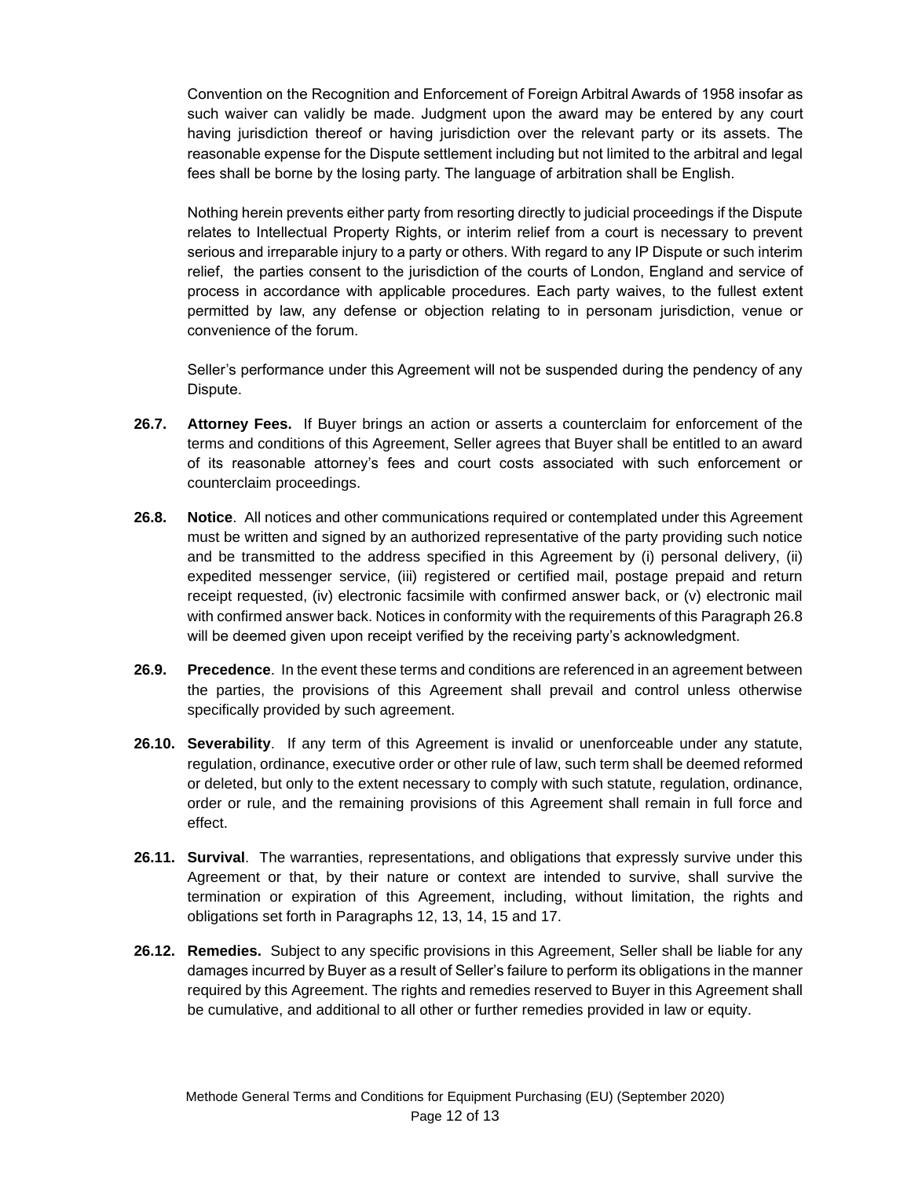Convention on the Recognition and Enforcement of Foreign Arbitral Awards of 1958 insofar as such waiver can validly be made. Judgment upon the award may be entered by any court having jurisdiction thereof or having jurisdiction over the relevant party or its assets. The reasonable expense for the Dispute settlement including but not limited to the arbitral and legal fees shall be borne by the losing party. The language of arbitration shall be English.

Nothing herein prevents either party from resorting directly to judicial proceedings if the Dispute relates to Intellectual Property Rights, or interim relief from a court is necessary to prevent serious and irreparable injury to a party or others. With regard to any IP Dispute or such interim relief, the parties consent to the jurisdiction of the courts of London, England and service of process in accordance with applicable procedures. Each party waives, to the fullest extent permitted by law, any defense or objection relating to in personam jurisdiction, venue or convenience of the forum.

Seller's performance under this Agreement will not be suspended during the pendency of any Dispute.

**26.7. Attorney Fees.** If Buyer brings an action or asserts a counterclaim for enforcement of the terms and conditions of this Agreement, Seller agrees that Buyer shall be entitled to an award of its reasonable attorney's fees and court costs associated with such enforcement or counterclaim proceedings.

**26.8. Notice**. All notices and other communications required or contemplated under this Agreement must be written and signed by an authorized representative of the party providing such notice and be transmitted to the address specified in this Agreement by (i) personal delivery, (ii) expedited messenger service, (iii) registered or certified mail, postage prepaid and return receipt requested, (iv) electronic facsimile with confirmed answer back, or (v) electronic mail with confirmed answer back. Notices in conformity with the requirements of this Paragraph 26.8 will be deemed given upon receipt verified by the receiving party's acknowledgment.

**26.9. Precedence**. In the event these terms and conditions are referenced in an agreement between the parties, the provisions of this Agreement shall prevail and control unless otherwise specifically provided by such agreement.

**26.10. Severability**. If any term of this Agreement is invalid or unenforceable under any statute, regulation, ordinance, executive order or other rule of law, such term shall be deemed reformed or deleted, but only to the extent necessary to comply with such statute, regulation, ordinance, order or rule, and the remaining provisions of this Agreement shall remain in full force and effect.

**26.11. Survival**. The warranties, representations, and obligations that expressly survive under this Agreement or that, by their nature or context are intended to survive, shall survive the termination or expiration of this Agreement, including, without limitation, the rights and obligations set forth in Paragraphs 12, 13, 14, 15 and 17.

**26.12. Remedies.** Subject to any specific provisions in this Agreement, Seller shall be liable for any damages incurred by Buyer as a result of Seller's failure to perform its obligations in the manner required by this Agreement. The rights and remedies reserved to Buyer in this Agreement shall be cumulative, and additional to all other or further remedies provided in law or equity.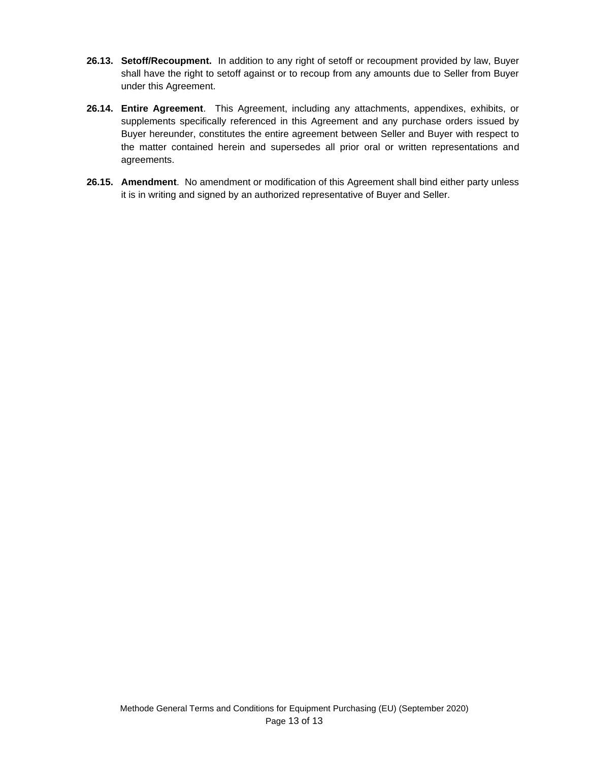**26.13. Setoff/Recoupment.** In addition to any right of setoff or recoupment provided by law, Buyer shall have the right to setoff against or to recoup from any amounts due to Seller from Buyer under this Agreement.

**26.14. Entire Agreement**. This Agreement, including any attachments, appendixes, exhibits, or supplements specifically referenced in this Agreement and any purchase orders issued by Buyer hereunder, constitutes the entire agreement between Seller and Buyer with respect to the matter contained herein and supersedes all prior oral or written representations and agreements.

**26.15. Amendment**. No amendment or modification of this Agreement shall bind either party unless it is in writing and signed by an authorized representative of Buyer and Seller.